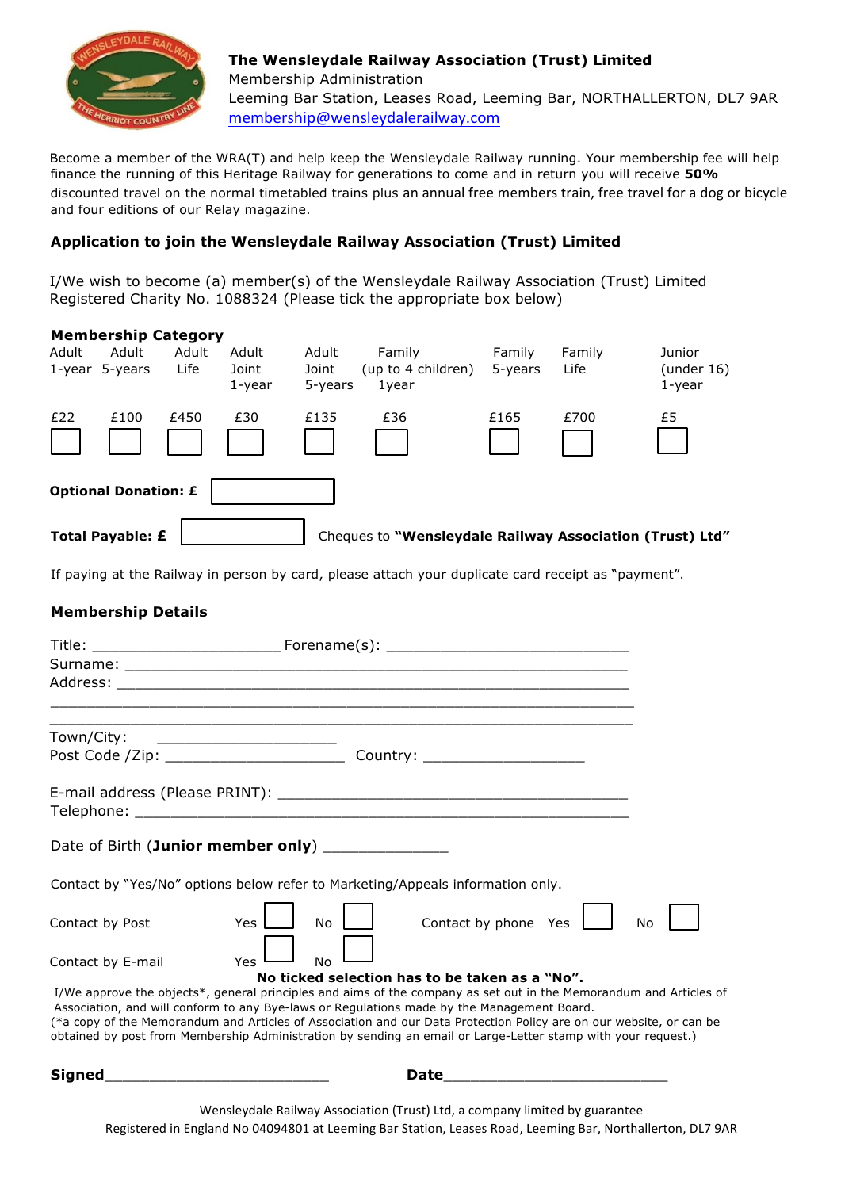**The Wensleydale Railway Association (Trust) Limited**
Membership Administration
Leeming Bar Station, Leases Road, Leeming Bar, NORTHALLERTON, DL7 9AR
membership@wensleydalerailway.com

Become a member of the WRA(T) and help keep the Wensleydale Railway running. Your membership fee will help finance the running of this Heritage Railway for generations to come and in return you will receive **50%** discounted travel on the normal timetabled trains plus an annual free members train, free travel for a dog or bicycle and four editions of our Relay magazine.

### Application to join the Wensleydale Railway Association (Trust) Limited

I/We wish to become (a) member(s) of the Wensleydale Railway Association (Trust) Limited Registered Charity No. 1088324 (Please tick the appropriate box below)

**Membership Category**

| Adult 1-year | Adult 5-years | Adult Life | Adult Joint 1-year | Adult Joint 5-years | Family (up to 4 children) 1year | Family 5-years | Family Life | Junior (under 16) 1-year |
|---|---|---|---|---|---|---|---|---|
| £22 | £100 | £450 | £30 | £135 | £36 | £165 | £700 | £5 |
| ☐ | ☐ | ☐ | ☐ | ☐ | ☐ | ☐ | ☐ | ☐ |

**Optional Donation: £** ☐

**Total Payable: £** ☐ Cheques to **"Wensleydale Railway Association (Trust) Ltd"**

If paying at the Railway in person by card, please attach your duplicate card receipt as "payment".

### Membership Details

Title: _____________________ Forename(s): ___________________________
Surname: ___________________________________________________________
Address: ___________________________________________________________
____________________________________________________________________
____________________________________________________________________
Town/City: ____________________
Post Code /Zip: ____________________ Country: __________________

E-mail address (Please PRINT): _______________________________________
Telephone: __________________________________________________________

Date of Birth (**Junior member only**) _____________

Contact by "Yes/No" options below refer to Marketing/Appeals information only.

Contact by Post Yes ☐ No ☐ Contact by phone Yes ☐ No ☐

Contact by E-mail Yes ☐ No ☐

**No ticked selection has to be taken as a "No".**

I/We approve the objects*, general principles and aims of the company as set out in the Memorandum and Articles of Association, and will conform to any Bye-laws or Regulations made by the Management Board.
(*a copy of the Memorandum and Articles of Association and our Data Protection Policy are on our website, or can be obtained by post from Membership Administration by sending an email or Large-Letter stamp with your request.)

**Signed**_________________________ **Date**_________________________

Wensleydale Railway Association (Trust) Ltd, a company limited by guarantee
Registered in England No 04094801 at Leeming Bar Station, Leases Road, Leeming Bar, Northallerton, DL7 9AR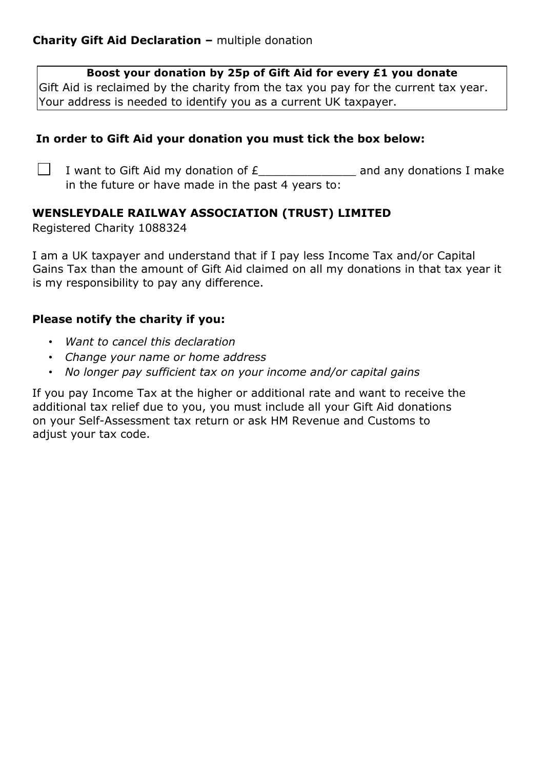**Charity Gift Aid Declaration –** multiple donation

**Boost your donation by 25p of Gift Aid for every £1 you donate**
Gift Aid is reclaimed by the charity from the tax you pay for the current tax year. Your address is needed to identify you as a current UK taxpayer.

**In order to Gift Aid your donation you must tick the box below:**

☐ I want to Gift Aid my donation of £_____________ and any donations I make in the future or have made in the past 4 years to:

**WENSLEYDALE RAILWAY ASSOCIATION (TRUST) LIMITED**
Registered Charity 1088324

I am a UK taxpayer and understand that if I pay less Income Tax and/or Capital Gains Tax than the amount of Gift Aid claimed on all my donations in that tax year it is my responsibility to pay any difference.

**Please notify the charity if you:**

- *Want to cancel this declaration*
- *Change your name or home address*
- *No longer pay sufficient tax on your income and/or capital gains*

If you pay Income Tax at the higher or additional rate and want to receive the additional tax relief due to you, you must include all your Gift Aid donations on your Self-Assessment tax return or ask HM Revenue and Customs to adjust your tax code.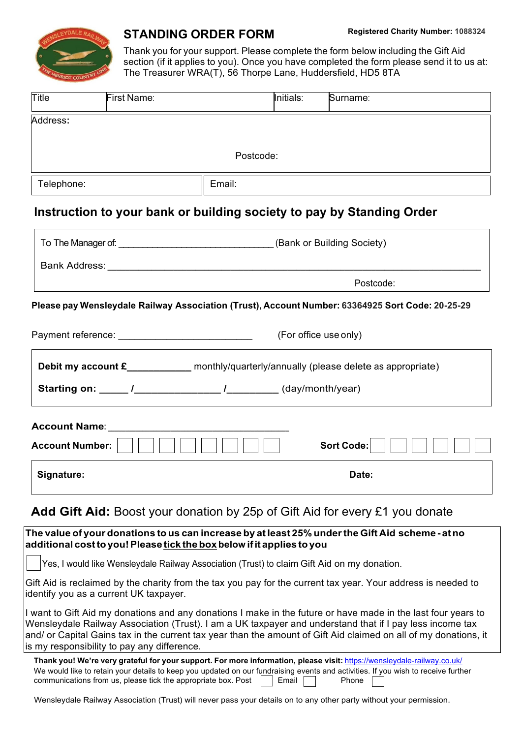# STANDING ORDER FORM

**Registered Charity Number:** 1088324

Thank you for your support. Please complete the form below including the Gift Aid section (if it applies to you). Once you have completed the form please send it to us at: The Treasurer WRA(T), 56 Thorpe Lane, Huddersfield, HD5 8TA

| Title | First Name: | Initials: | Surname: |
|---|---|---|---|
| | | | |

Address:

Postcode:

| Telephone: | Email: |
|---|---|
| | |

## Instruction to your bank or building society to pay by Standing Order

To The Manager of: ______________________________ (Bank or Building Society)

Bank Address: ______________________________________________________________________

Postcode:

**Please pay Wensleydale Railway Association (Trust), Account Number: 63364925 Sort Code: 20-25-29**

Payment reference: ________________________ (For office use only)

**Debit my account £**___________ monthly/quarterly/annually (please delete as appropriate)

**Starting on:** _____ /_______________ /_________ (day/month/year)

**Account Name**: _________________________________

**Account Number:** ☐☐☐☐☐☐☐☐ **Sort Code:** ☐☐☐☐☐☐

**Signature:** **Date:**

## Add Gift Aid: Boost your donation by 25p of Gift Aid for every £1 you donate

**The value of your donations to us can increase by at least 25% under the Gift Aid scheme - at no additional cost to you! Please tick the box below if it applies to you**

☐ Yes, I would like Wensleydale Railway Association (Trust) to claim Gift Aid on my donation.

Gift Aid is reclaimed by the charity from the tax you pay for the current tax year. Your address is needed to identify you as a current UK taxpayer.

I want to Gift Aid my donations and any donations I make in the future or have made in the last four years to Wensleydale Railway Association (Trust). I am a UK taxpayer and understand that if I pay less income tax and/ or Capital Gains tax in the current tax year than the amount of Gift Aid claimed on all of my donations, it is my responsibility to pay any difference.

**Thank you! We're very grateful for your support. For more information, please visit:** https://wensleydale-railway.co.uk/

We would like to retain your details to keep you updated on our fundraising events and activities. If you wish to receive further communications from us, please tick the appropriate box. Post ☐ Email ☐ Phone ☐

Wensleydale Railway Association (Trust) will never pass your details on to any other party without your permission.